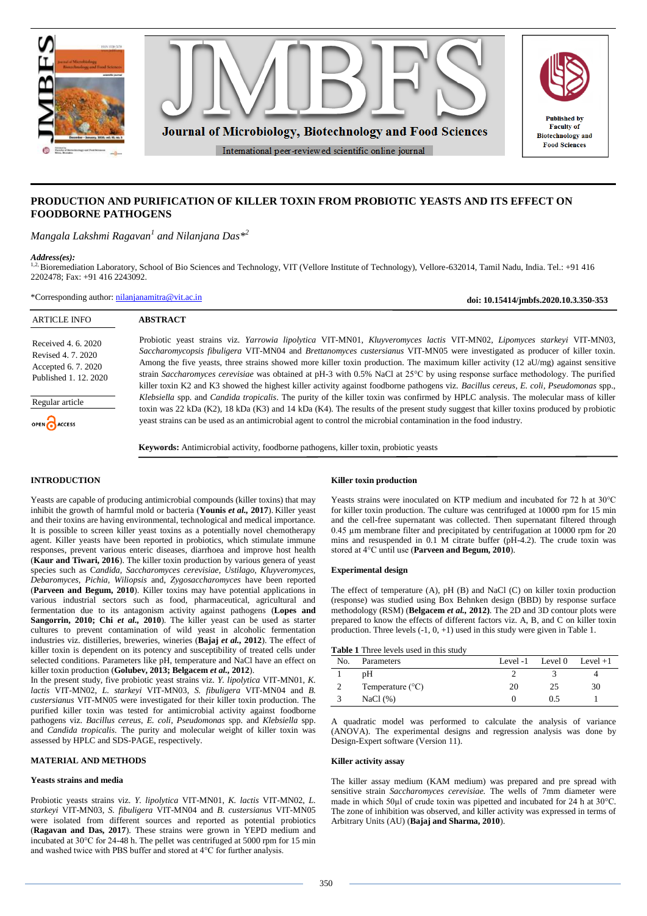# PRODUCTION AND PURIFICATION OF KILLER TOXIN FROM PROBIOTIC YEASTS AND ITS EFFECT ON FOODBORNE PATHOGENS

*Mangala Lakshmi Ragavan[1] and Nilanjana Das*[2]*

*Address(es):*
[1,2] Bioremediation Laboratory, School of Bio Sciences and Technology, VIT (Vellore Institute of Technology), Vellore-632014, Tamil Nadu, India. Tel.: +91 416 2202478; Fax: +91 416 2243092.

*Corresponding author: nilanjanamitra@vit.ac.in

**doi: 10.15414/jmbfs.2020.10.3.350-353**

ARTICLE INFO

Received 4. 6. 2020
Revised 4. 7. 2020
Accepted 6. 7. 2020
Published 1. 12. 2020

Regular article

OPEN ACCESS

## ABSTRACT

Probiotic yeast strains viz. *Yarrowia lipolytica* VIT-MN01, *Kluyveromyces lactis* VIT-MN02, *Lipomyces starkeyi* VIT-MN03, *Saccharomycopsis fibuligera* VIT-MN04 and *Brettanomyces custersianus* VIT-MN05 were investigated as producer of killer toxin. Among the five yeasts, three strains showed more killer toxin production. The maximum killer activity (12 aU/mg) against sensitive strain *Saccharomyces cerevisiae* was obtained at pH-3 with 0.5% NaCl at 25°C by using response surface methodology. The purified killer toxin K2 and K3 showed the highest killer activity against foodborne pathogens viz. *Bacillus cereus*, *E. coli*, *Pseudomonas* spp., *Klebsiella* spp. and *Candida tropicalis*. The purity of the killer toxin was confirmed by HPLC analysis. The molecular mass of killer toxin was 22 kDa (K2), 18 kDa (K3) and 14 kDa (K4). The results of the present study suggest that killer toxins produced by probiotic yeast strains can be used as an antimicrobial agent to control the microbial contamination in the food industry.

**Keywords:** Antimicrobial activity, foodborne pathogens, killer toxin, probiotic yeasts

## INTRODUCTION

Yeasts are capable of producing antimicrobial compounds (killer toxins) that may inhibit the growth of harmful mold or bacteria (**Younis *et al.*, 2017**). Killer yeast and their toxins are having environmental, technological and medical importance. It is possible to screen killer yeast toxins as a potentially novel chemotherapy agent. Killer yeasts have been reported in probiotics, which stimulate immune responses, prevent various enteric diseases, diarrhoea and improve host health (**Kaur and Tiwari, 2016**). The killer toxin production by various genera of yeast species such as *Candida*, *Saccharomyces cerevisiae*, *Ustilago*, *Kluyveromyces*, *Debaromyces*, *Pichia*, *Wiliopsis* and, *Zygosaccharomyces* have been reported (**Parveen and Begum, 2010**). Killer toxins may have potential applications in various industrial sectors such as food, pharmaceutical, agricultural and fermentation due to its antagonism activity against pathogens (**Lopes and Sangorrin, 2010; Chi *et al.*, 2010**). The killer yeast can be used as starter cultures to prevent contamination of wild yeast in alcoholic fermentation industries viz. distilleries, breweries, wineries (**Bajaj *et al.*, 2012**). The effect of killer toxin is dependent on its potency and susceptibility of treated cells under selected conditions. Parameters like pH, temperature and NaCl have an effect on killer toxin production (**Golubev, 2013; Belgacem *et al.*, 2012**).

In the present study, five probiotic yeast strains viz. *Y. lipolytica* VIT-MN01, *K. lactis* VIT-MN02, *L. starkeyi* VIT-MN03, *S. fibuligera* VIT-MN04 and *B. custersianus* VIT-MN05 were investigated for their killer toxin production. The purified killer toxin was tested for antimicrobial activity against foodborne pathogens viz. *Bacillus cereus*, *E. coli*, *Pseudomonas* spp. and *Klebsiella* spp. and *Candida tropicalis*. The purity and molecular weight of killer toxin was assessed by HPLC and SDS-PAGE, respectively.

## MATERIAL AND METHODS

### Yeasts strains and media

Probiotic yeasts strains viz. *Y. lipolytica* VIT-MN01, *K. lactis* VIT-MN02, *L. starkeyi* VIT-MN03, *S. fibuligera* VIT-MN04 and *B. custersianus* VIT-MN05 were isolated from different sources and reported as potential probiotics (**Ragavan and Das, 2017**). These strains were grown in YEPD medium and incubated at 30°C for 24-48 h. The pellet was centrifuged at 5000 rpm for 15 min and washed twice with PBS buffer and stored at 4°C for further analysis.

### Killer toxin production

Yeasts strains were inoculated on KTP medium and incubated for 72 h at 30°C for killer toxin production. The culture was centrifuged at 10000 rpm for 15 min and the cell-free supernatant was collected. Then supernatant filter through 0.45 µm membrane filter and precipitated by centrifugation at 10000 rpm for 20 mins and resuspended in 0.1 M citrate buffer (pH-4.2). The crude toxin was stored at 4°C until use (**Parveen and Begum, 2010**).

### Experimental design

The effect of temperature (A), pH (B) and NaCl (C) on killer toxin production (response) was studied using Box Behnken design (BBD) by response surface methodology (RSM) (**Belgacem *et al.*, 2012**). The 2D and 3D contour plots were prepared to know the effects of different factors viz. A, B, and C on killer toxin production. Three levels (-1, 0, +1) used in this study were given in Table 1.

**Table 1** Three levels used in this study

| No. | Parameters | Level -1 | Level 0 | Level +1 |
|---|---|---|---|---|
| 1 | pH | 2 | 3 | 4 |
| 2 | Temperature (°C) | 20 | 25 | 30 |
| 3 | NaCl (%) | 0 | 0.5 | 1 |

A quadratic model was performed to calculate the analysis of variance (ANOVA). The experimental designs and regression analysis was done by Design-Expert software (Version 11).

### Killer activity assay

The killer assay medium (KAM medium) was prepared and pre spread with sensitive strain *Saccharomyces cerevisiae.* The wells of 7mm diameter were made in which 50µl of crude toxin was pipetted and incubated for 24 h at 30°C. The zone of inhibition was observed, and killer activity was expressed in terms of Arbitrary Units (AU) (**Bajaj and Sharma, 2010**).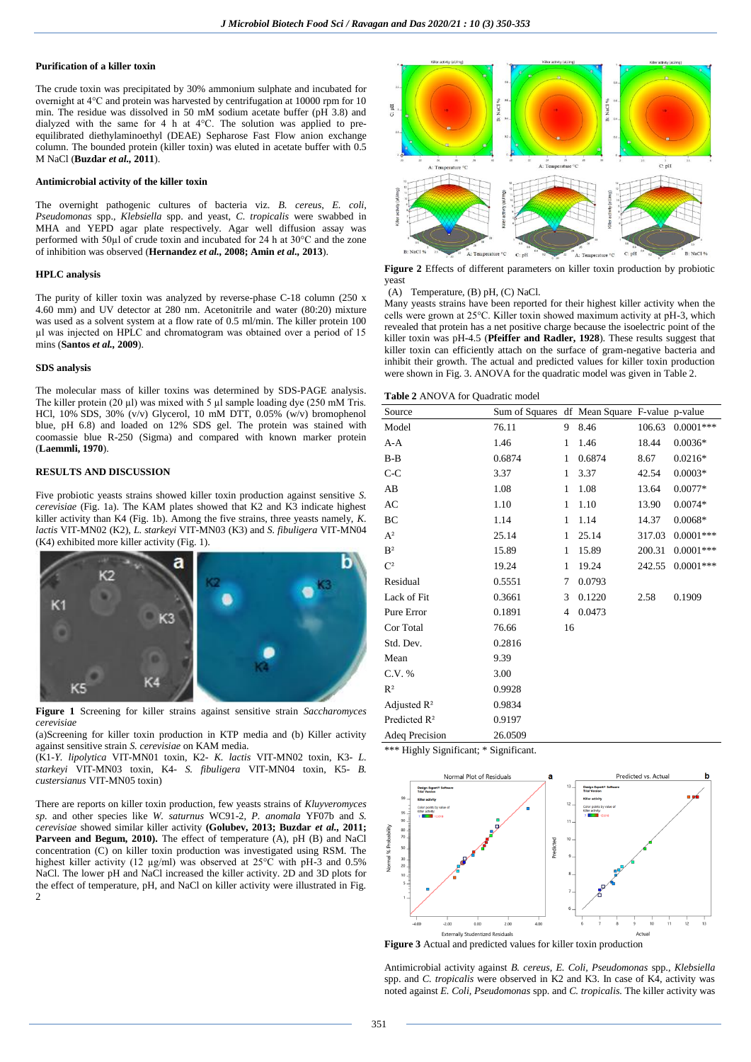### Purification of a killer toxin

The crude toxin was precipitated by 30% ammonium sulphate and incubated for overnight at 4°C and protein was harvested by centrifugation at 10000 rpm for 10 min. The residue was dissolved in 50 mM sodium acetate buffer (pH 3.8) and dialyzed with the same for 4 h at 4°C. The solution was applied to pre-equilibrated diethylaminoethyl (DEAE) Sepharose Fast Flow anion exchange column. The bounded protein (killer toxin) was eluted in acetate buffer with 0.5 M NaCl (**Buzdar *et al.,* 2011**).

### Antimicrobial activity of the killer toxin

The overnight pathogenic cultures of bacteria viz. *B. cereus*, *E. coli*, *Pseudomonas* spp., *Klebsiella* spp. and yeast, *C. tropicalis* were swabbed in MHA and YEPD agar plate respectively. Agar well diffusion assay was performed with 50µl of crude toxin and incubated for 24 h at 30°C and the zone of inhibition was observed (**Hernandez *et al.,* 2008; Amin *et al.,* 2013**).

### HPLC analysis

The purity of killer toxin was analyzed by reverse-phase C-18 column (250 x 4.60 mm) and UV detector at 280 nm. Acetonitrile and water (80:20) mixture was used as a solvent system at a flow rate of 0.5 ml/min. The killer protein 100 µl was injected on HPLC and chromatogram was obtained over a period of 15 mins (**Santos *et al.,* 2009**).

### SDS analysis

The molecular mass of killer toxins was determined by SDS-PAGE analysis. The killer protein (20 µl) was mixed with 5 µl sample loading dye (250 mM Tris. HCl, 10% SDS, 30% (v/v) Glycerol, 10 mM DTT, 0.05% (w/v) bromophenol blue, pH 6.8) and loaded on 12% SDS gel. The protein was stained with coomassie blue R-250 (Sigma) and compared with known marker protein (**Laemmli, 1970**).

## RESULTS AND DISCUSSION

Five probiotic yeasts strains showed killer toxin production against sensitive *S. cerevisiae* (Fig. 1a). The KAM plates showed that K2 and K3 indicate highest killer activity than K4 (Fig. 1b). Among the five strains, three yeasts namely, *K. lactis* VIT-MN02 (K2), *L. starkeyi* VIT-MN03 (K3) and *S. fibuligera* VIT-MN04 (K4) exhibited more killer activity (Fig. 1).

**Figure 1** Screening for killer strains against sensitive strain *Saccharomyces cerevisiae*

(a)Screening for killer toxin production in KTP media and (b) Killer activity against sensitive strain *S. cerevisiae* on KAM media.

(K1-*Y. lipolytica* VIT-MN01 toxin, K2- *K. lactis* VIT-MN02 toxin, K3- *L. starkeyi* VIT-MN03 toxin, K4- *S. fibuligera* VIT-MN04 toxin, K5- *B. custersianus* VIT-MN05 toxin)

There are reports on killer toxin production, few yeasts strains of *Kluyveromyces sp.* and other species like *W. saturnus* WC91-2, *P. anomala* YF07b and *S. cerevisiae* showed similar killer activity **(Golubev, 2013; Buzdar *et al.,* 2011; Parveen and Begum, 2010).** The effect of temperature (A), pH (B) and NaCl concentration (C) on killer toxin production was investigated using RSM. The highest killer activity (12 µg/ml) was observed at 25°C with pH-3 and 0.5% NaCl. The lower pH and NaCl increased the killer activity. 2D and 3D plots for the effect of temperature, pH, and NaCl on killer activity were illustrated in Fig. 2

**Figure 2** Effects of different parameters on killer toxin production by probiotic yeast

(A) Temperature, (B) pH, (C) NaCl.

Many yeasts strains have been reported for their highest killer activity when the cells were grown at 25°C. Killer toxin showed maximum activity at pH-3, which revealed that protein has a net positive charge because the isoelectric point of the killer toxin was pH-4.5 (**Pfeiffer and Radler, 1928**). These results suggest that killer toxin can efficiently attach on the surface of gram-negative bacteria and inhibit their growth. The actual and predicted values for killer toxin production were shown in Fig. 3. ANOVA for the quadratic model was given in Table 2.

**Table 2** ANOVA for Quadratic model

| Source | Sum of Squares | df | Mean Square | F-value | p-value |
|---|---|---|---|---|---|
| Model | 76.11 | 9 | 8.46 | 106.63 | 0.0001*** |
| A-A | 1.46 | 1 | 1.46 | 18.44 | 0.0036* |
| B-B | 0.6874 | 1 | 0.6874 | 8.67 | 0.0216* |
| C-C | 3.37 | 1 | 3.37 | 42.54 | 0.0003* |
| AB | 1.08 | 1 | 1.08 | 13.64 | 0.0077* |
| AC | 1.10 | 1 | 1.10 | 13.90 | 0.0074* |
| BC | 1.14 | 1 | 1.14 | 14.37 | 0.0068* |
| $A^2$ | 25.14 | 1 | 25.14 | 317.03 | 0.0001*** |
| $B^2$ | 15.89 | 1 | 15.89 | 200.31 | 0.0001*** |
| $C^2$ | 19.24 | 1 | 19.24 | 242.55 | 0.0001*** |
| Residual | 0.5551 | 7 | 0.0793 | | |
| Lack of Fit | 0.3661 | 3 | 0.1220 | 2.58 | 0.1909 |
| Pure Error | 0.1891 | 4 | 0.0473 | | |
| Cor Total | 76.66 | 16 | | | |
| Std. Dev. | 0.2816 | | | | |
| Mean | 9.39 | | | | |
| C.V. % | 3.00 | | | | |
| $R^2$ | 0.9928 | | | | |
| Adjusted $R^2$ | 0.9834 | | | | |
| Predicted $R^2$ | 0.9197 | | | | |
| Adeq Precision | 26.0509 | | | | |

*** Highly Significant; * Significant.

**Figure 3** Actual and predicted values for killer toxin production

Antimicrobial activity against *B. cereus, E. Coli, Pseudomonas* spp., *Klebsiella* spp. and *C. tropicalis* were observed in K2 and K3. In case of K4, activity was noted against *E. Coli, Pseudomonas* spp. and *C. tropicalis.* The killer activity was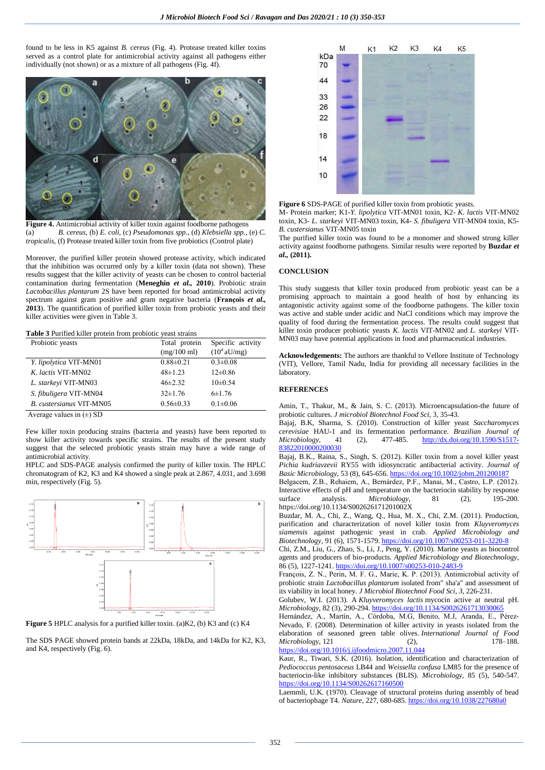found to be less in K5 against *B. cereus* (Fig. 4). Protease treated killer toxins served as a control plate for antimicrobial activity against all pathogens either individually (not shown) or as a mixture of all pathogens (Fig. 4f).

**Figure 4.** Antimicrobial activity of killer toxin against foodborne pathogens (a) *B. cereus*, (b) *E. coli*, (c) *Pseudomonas spp.*, (d) *Klebsiella spp.*, (e) *C. tropicalis*, (f) Protease treated killer toxin from five probiotics (Control plate)

Moreover, the purified killer protein showed protease activity, which indicated that the inhibition was occurred only by a killer toxin (data not shown). These results suggest that the killer activity of yeasts can be chosen to control bacterial contamination during fermentation (**Meneghin *et al.*, 2010**). Probiotic strain *Lactobacillus plantarum* 2S have been reported for broad antimicrobial activity spectrum against gram positive and gram negative bacteria (**François *et al.*, 2013**). The quantification of purified killer toxin from probiotic yeasts and their killer activities were given in Table 3.

**Table 3** Purified killer protein from probiotic yeast strains

| Probiotic yeasts | Total protein (mg/100 ml) | Specific activity ($10^4$ aU/mg) |
|---|---|---|
| *Y. lipolytica* VIT-MN01 | 0.88±0.21 | 0.3±0.08 |
| *K. lactis* VIT-MN02 | 48±1.23 | 12±0.86 |
| *L. starkeyi* VIT-MN03 | 46±2.32 | 10±0.54 |
| *S. fibuligera* VIT-MN04 | 32±1.76 | 6±1.76 |
| *B. custersianus* VIT-MN05 | 0.56±0.33 | 0.1±0.06 |

Average values in (±) SD

Few killer toxin producing strains (bacteria and yeasts) have been reported to show killer activity towards specific strains. The results of the present study suggest that the selected probiotic yeasts strain may have a wide range of antimicrobial activity.

HPLC and SDS-PAGE analysis confirmed the purity of killer toxin. The HPLC chromatogram of K2, K3 and K4 showed a single peak at 2.867, 4.031, and 3.698 min, respectively (Fig. 5).

**Figure 5** HPLC analysis for a purified killer toxin. (a)K2, (b) K3 and (c) K4

The SDS PAGE showed protein bands at 22kDa, 18kDa, and 14kDa for K2, K3, and K4, respectively (Fig. 6).

**Figure 6** SDS-PAGE of purified killer toxin from probiotic yeasts.
M- Protein marker; K1-*Y. lipolytica* VIT-MN01 toxin, K2- *K. lactis* VIT-MN02 toxin, K3- *L. starkeyi* VIT-MN03 toxin, K4- *S. fibuligera* VIT-MN04 toxin, K5- *B. custersianus* VIT-MN05 toxin

The purified killer toxin was found to be a monomer and showed strong killer activity against foodborne pathogens. Similar results were reported by **Buzdar *et al.*, (2011).**

## CONCLUSION

This study suggests that killer toxin produced from probiotic yeast can be a promising approach to maintain a good health of host by enhancing its antagonistic activity against some of the foodborne pathogens. The killer toxin was active and stable under acidic and NaCl conditions which may improve the quality of food during the fermentation process. The results could suggest that killer toxin producer probiotic yeasts *K. lactis* VIT-MN02 and *L. starkeyi* VIT-MN03 may have potential applications in food and pharmaceutical industries.

**Acknowledgements:** The authors are thankful to Vellore Institute of Technology (VIT), Vellore, Tamil Nadu, India for providing all necessary facilities in the laboratory.

## REFERENCES

Amin, T., Thakur, M., & Jain, S. C. (2013). Microencapsulation-the future of probiotic cultures. *J microbiol Biotechnol Food Sci*, 3, 35-43.

Bajaj, B.K, Sharma, S. (2010). Construction of killer yeast *Saccharomyces cerevisiae* HAU-1 and its fermentation performance. *Brazilian Journal of Microbiology*, 41 (2), 477-485. http://dx.doi.org/10.1590/S1517-83822010000200030

Bajaj, B.K., Raina, S., Singh, S. (2012). Killer toxin from a novel killer yeast *Pichia kudriavzevii* RY55 with idiosyncratic antibacterial activity. *Journal of Basic Microbiology*, 53 (8), 645-656. https://doi.org/10.1002/jobm.201200187

Belgacem, Z.B., Rehaiem, A., Bernárdez, P.F., Manai, M., Castro, L.P. (2012). Interactive effects of pH and temperature on the bacteriocin stability by response surface analysis. *Microbiology*, 81 (2), 195-200. https://doi.org/10.1134/S002626171201002X

Buzdar, M. A., Chi, Z., Wang, Q., Hua, M. X., Chi, Z.M. (2011). Production, purification and characterization of novel killer toxin from *Kluyveromyces siamensis* against pathogenic yeast in crab. *Applied Microbiology and Biotechnology*, 91 (6), 1571-1579. https://doi.org/10.1007/s00253-011-3220-8

Chi, Z.M., Liu, G., Zhao, S., Li, J., Peng, Y. (2010). Marine yeasts as biocontrol agents and producers of bio-products. *Applied Microbiology and Biotechnology*, 86 (5), 1227-1241. https://doi.org/10.1007/s00253-010-2483-9

François, Z. N., Perin, M. F. G., Marie, K. P. (2013). Antimicrobial activity of probiotic strain *Lactobacillus plantarum* isolated from" sha'a" and assessment of its viability in local honey. *J Microbiol Biotechnol Food Sci*, *3*, 226-231.

Golubev, W.I. (2013). A *Kluyveromyces lactis* mycocin active at neutral pH. *Microbiology*, 82 (3), 290-294. https://doi.org/10.1134/S0026261713030065

Hernández, A., Martín, A., Córdoba, M.G, Benito, M.J, Aranda, E., Pérez-Nevado, F. (2008). Determination of killer activity in yeasts isolated from the elaboration of seasoned green table olives. *International Journal of Food Microbiology*, 121 (2), 178–188. https://doi.org/10.1016/j.ijfoodmicro.2007.11.044

Kaur, R., Tiwari, S.K. (2016). Isolation, identification and characterization of *Pediococcus pentosaceus* LB44 and *Weissella confusa* LM85 for the presence of bacteriocin-like inhibitory substances (BLIS). *Microbiology*, 85 (5), 540-547. https://doi.org/10.1134/S0026261716050​0

Laemmli, U.K. (1970). Cleavage of structural proteins during assembly of head of bacteriophage T4. *Nature*, 227, 680-685. https://doi.org/10.1038/227680a0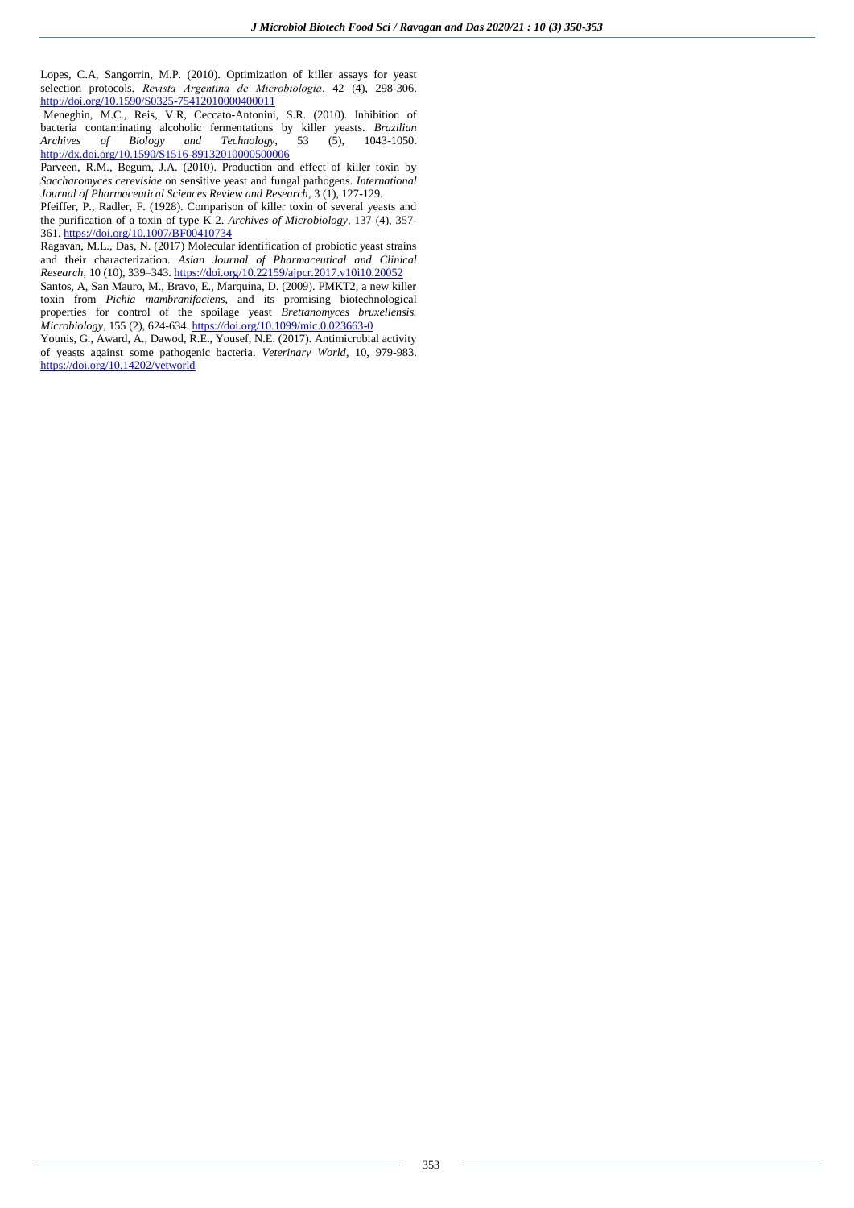Lopes, C.A, Sangorrin, M.P. (2010). Optimization of killer assays for yeast selection protocols. *Revista Argentina de Microbiología*, 42 (4), 298-306. http://doi.org/10.1590/S0325-75412010000400011

Meneghin, M.C., Reis, V.R, Ceccato-Antonini, S.R. (2010). Inhibition of bacteria contaminating alcoholic fermentations by killer yeasts. *Brazilian Archives of Biology and Technology*, 53 (5), 1043-1050. http://dx.doi.org/10.1590/S1516-89132010000500006

Parveen, R.M., Begum, J.A. (2010). Production and effect of killer toxin by *Saccharomyces cerevisiae* on sensitive yeast and fungal pathogens. *International Journal of Pharmaceutical Sciences Review and Research*, 3 (1), 127-129.

Pfeiffer, P., Radler, F. (1928). Comparison of killer toxin of several yeasts and the purification of a toxin of type K 2. *Archives of Microbiology*, 137 (4), 357-361. https://doi.org/10.1007/BF00410734

Ragavan, M.L., Das, N. (2017) Molecular identification of probiotic yeast strains and their characterization. *Asian Journal of Pharmaceutical and Clinical Research*, 10 (10), 339–343. https://doi.org/10.22159/ajpcr.2017.v10i10.20052

Santos, A, San Mauro, M., Bravo, E., Marquina, D. (2009). PMKT2, a new killer toxin from *Pichia mambranifaciens*, and its promising biotechnological properties for control of the spoilage yeast *Brettanomyces bruxellensis*. *Microbiology*, 155 (2), 624-634. https://doi.org/10.1099/mic.0.023663-0

Younis, G., Award, A., Dawod, R.E., Yousef, N.E. (2017). Antimicrobial activity of yeasts against some pathogenic bacteria. *Veterinary World*, 10, 979-983. https://doi.org/10.14202/vetworld